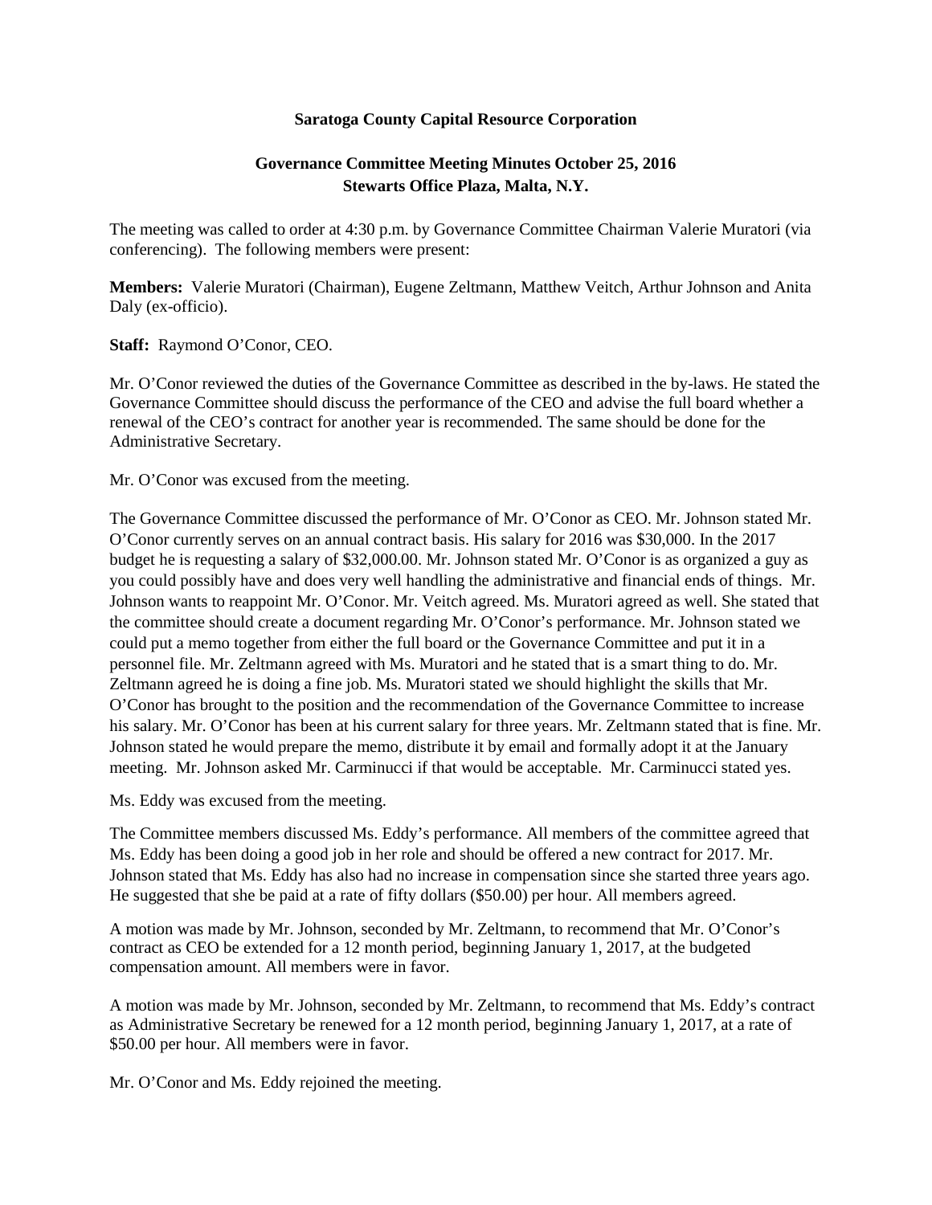**Saratoga County Capital Resource Corporation**

**Governance Committee Meeting Minutes October 25, 2016**
**Stewarts Office Plaza, Malta, N.Y.**

The meeting was called to order at 4:30 p.m. by Governance Committee Chairman Valerie Muratori (via conferencing). The following members were present:

**Members:** Valerie Muratori (Chairman), Eugene Zeltmann, Matthew Veitch, Arthur Johnson and Anita Daly (ex-officio).

**Staff:** Raymond O'Conor, CEO.

Mr. O'Conor reviewed the duties of the Governance Committee as described in the by-laws. He stated the Governance Committee should discuss the performance of the CEO and advise the full board whether a renewal of the CEO's contract for another year is recommended. The same should be done for the Administrative Secretary.

Mr. O'Conor was excused from the meeting.

The Governance Committee discussed the performance of Mr. O'Conor as CEO. Mr. Johnson stated Mr. O'Conor currently serves on an annual contract basis. His salary for 2016 was $30,000. In the 2017 budget he is requesting a salary of $32,000.00. Mr. Johnson stated Mr. O'Conor is as organized a guy as you could possibly have and does very well handling the administrative and financial ends of things. Mr. Johnson wants to reappoint Mr. O'Conor. Mr. Veitch agreed. Ms. Muratori agreed as well. She stated that the committee should create a document regarding Mr. O'Conor's performance. Mr. Johnson stated we could put a memo together from either the full board or the Governance Committee and put it in a personnel file. Mr. Zeltmann agreed with Ms. Muratori and he stated that is a smart thing to do. Mr. Zeltmann agreed he is doing a fine job. Ms. Muratori stated we should highlight the skills that Mr. O'Conor has brought to the position and the recommendation of the Governance Committee to increase his salary. Mr. O'Conor has been at his current salary for three years. Mr. Zeltmann stated that is fine. Mr. Johnson stated he would prepare the memo, distribute it by email and formally adopt it at the January meeting. Mr. Johnson asked Mr. Carminucci if that would be acceptable. Mr. Carminucci stated yes.

Ms. Eddy was excused from the meeting.

The Committee members discussed Ms. Eddy's performance. All members of the committee agreed that Ms. Eddy has been doing a good job in her role and should be offered a new contract for 2017. Mr. Johnson stated that Ms. Eddy has also had no increase in compensation since she started three years ago. He suggested that she be paid at a rate of fifty dollars ($50.00) per hour. All members agreed.

A motion was made by Mr. Johnson, seconded by Mr. Zeltmann, to recommend that Mr. O'Conor's contract as CEO be extended for a 12 month period, beginning January 1, 2017, at the budgeted compensation amount. All members were in favor.

A motion was made by Mr. Johnson, seconded by Mr. Zeltmann, to recommend that Ms. Eddy's contract as Administrative Secretary be renewed for a 12 month period, beginning January 1, 2017, at a rate of $50.00 per hour. All members were in favor.

Mr. O'Conor and Ms. Eddy rejoined the meeting.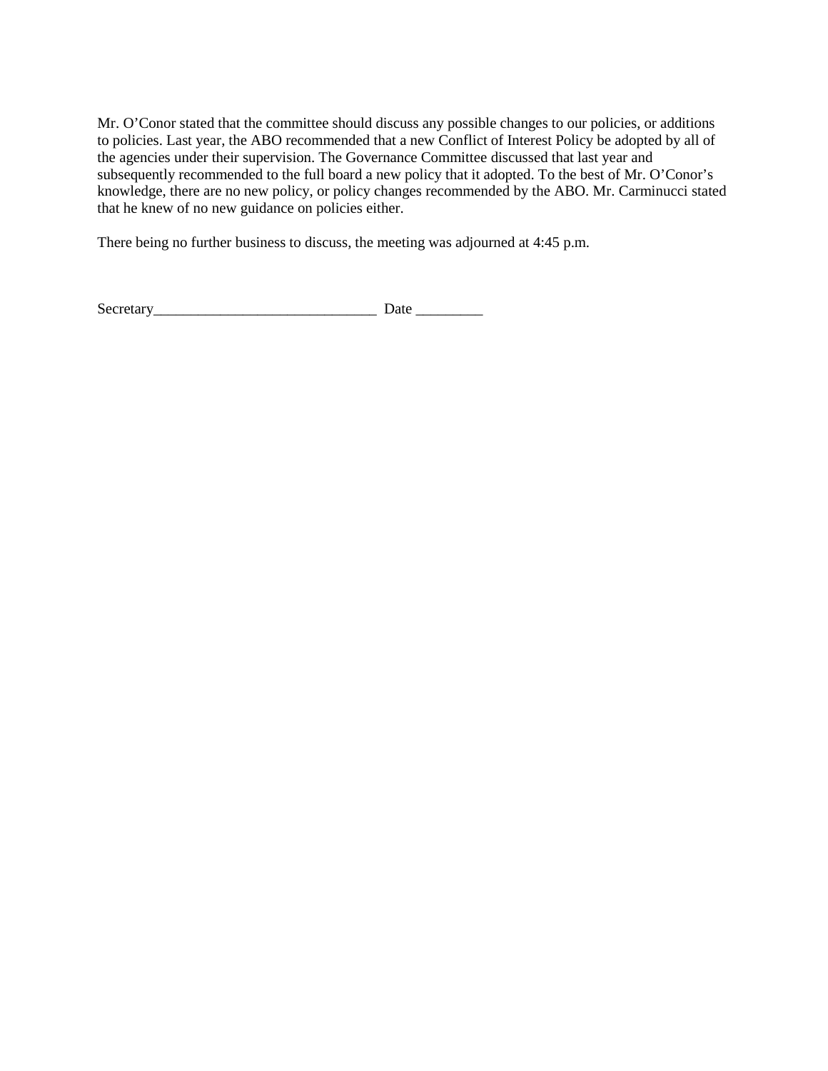Mr. O'Conor stated that the committee should discuss any possible changes to our policies, or additions to policies. Last year, the ABO recommended that a new Conflict of Interest Policy be adopted by all of the agencies under their supervision. The Governance Committee discussed that last year and subsequently recommended to the full board a new policy that it adopted. To the best of Mr. O'Conor's knowledge, there are no new policy, or policy changes recommended by the ABO. Mr. Carminucci stated that he knew of no new guidance on policies either.

There being no further business to discuss, the meeting was adjourned at 4:45 p.m.

Secretary______________________________ Date _________